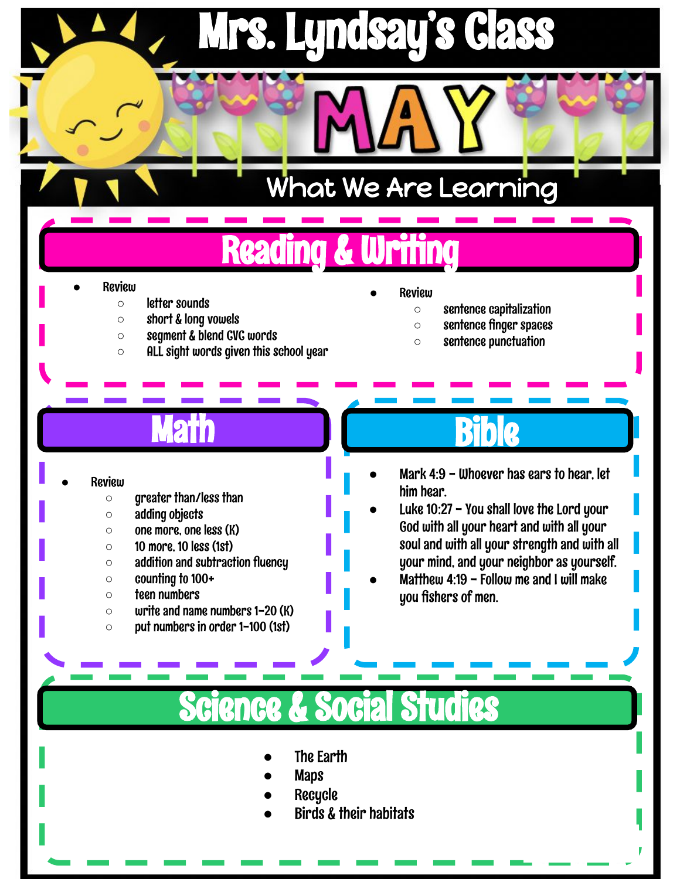# Mrs. Lyndsay's Class

# MAY

## What We Are Learning

### Reading & Writing

- Review
  - letter sounds
  - short & long vowels
  - segment & blend CVC words
  - ALL sight words given this school year
- Review
  - sentence capitalization
  - sentence finger spaces
  - sentence punctuation

### Math

- Review
  - greater than/less than
  - adding objects
  - one more, one less (K)
  - 10 more, 10 less (1st)
  - addition and subtraction fluency
  - counting to 100+
  - teen numbers
  - write and name numbers 1-20 (K)
  - put numbers in order 1-100 (1st)

### Bible

- Mark 4:9 – Whoever has ears to hear, let him hear.
- Luke 10:27 – You shall love the Lord your God with all your heart and with all your soul and with all your strength and with all your mind, and your neighbor as yourself.
- Matthew 4:19 – Follow me and I will make you fishers of men.

### Science & Social Studies

- The Earth
- Maps
- Recycle
- Birds & their habitats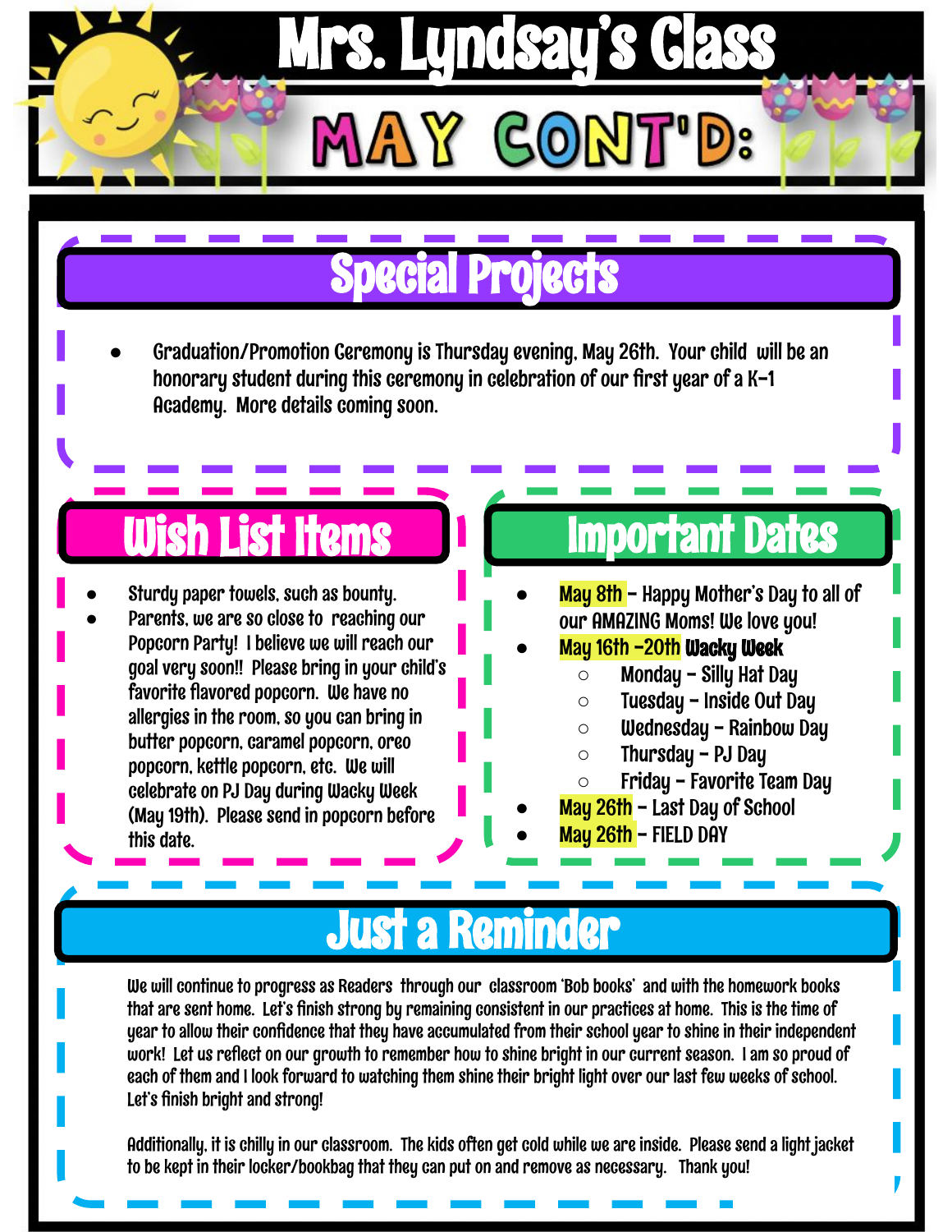# Mrs. Lyndsay's Class

## MAY CONT'D:

## Special Projects

- Graduation/Promotion Ceremony is Thursday evening, May 26th. Your child will be an honorary student during this ceremony in celebration of our first year of a K-1 Academy. More details coming soon.

## Wish List Items

- Sturdy paper towels, such as bounty.
- Parents, we are so close to reaching our Popcorn Party! I believe we will reach our goal very soon!! Please bring in your child's favorite flavored popcorn. We have no allergies in the room, so you can bring in butter popcorn, caramel popcorn, oreo popcorn, kettle popcorn, etc. We will celebrate on PJ Day during Wacky Week (May 19th). Please send in popcorn before this date.

## Important Dates

- May 8th – Happy Mother's Day to all of our AMAZING Moms! We love you!
- May 16th –20th **Wacky Week**
  - Monday – Silly Hat Day
  - Tuesday – Inside Out Day
  - Wednesday – Rainbow Day
  - Thursday – PJ Day
  - Friday – Favorite Team Day
- May 26th – Last Day of School
- May 26th – FIELD DAY

## Just a Reminder

We will continue to progress as Readers through our classroom 'Bob books' and with the homework books that are sent home. Let's finish strong by remaining consistent in our practices at home. This is the time of year to allow their confidence that they have accumulated from their school year to shine in their independent work! Let us reflect on our growth to remember how to shine bright in our current season. I am so proud of each of them and I look forward to watching them shine their bright light over our last few weeks of school. Let's finish bright and strong!

Additionally, it is chilly in our classroom. The kids often get cold while we are inside. Please send a light jacket to be kept in their locker/bookbag that they can put on and remove as necessary. Thank you!